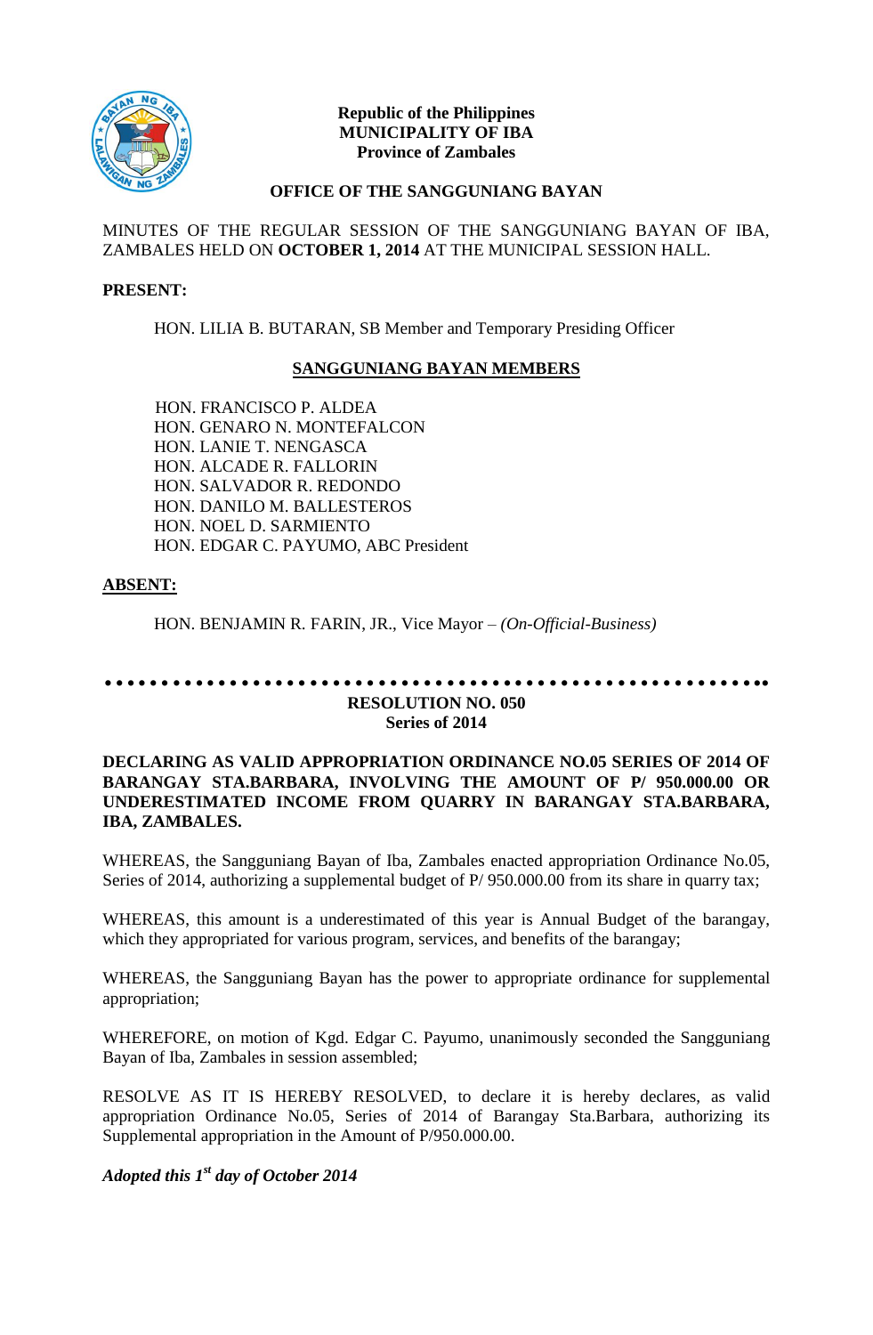**Republic of the Philippines**
**MUNICIPALITY OF IBA**
**Province of Zambales**

**OFFICE OF THE SANGGUNIANG BAYAN**

MINUTES OF THE REGULAR SESSION OF THE SANGGUNIANG BAYAN OF IBA, ZAMBALES HELD ON **OCTOBER 1, 2014** AT THE MUNICIPAL SESSION HALL.

**PRESENT:**

HON. LILIA B. BUTARAN, SB Member and Temporary Presiding Officer

**SANGGUNIANG BAYAN MEMBERS**

HON. FRANCISCO P. ALDEA
HON. GENARO N. MONTEFALCON
HON. LANIE T. NENGASCA
HON. ALCADE R. FALLORIN
HON. SALVADOR R. REDONDO
HON. DANILO M. BALLESTEROS
HON. NOEL D. SARMIENTO
HON. EDGAR C. PAYUMO, ABC President

**ABSENT:**

HON. BENJAMIN R. FARIN, JR., Vice Mayor – *(On-Official-Business)*

---

**RESOLUTION NO. 050**
**Series of 2014**

**DECLARING AS VALID APPROPRIATION ORDINANCE NO.05 SERIES OF 2014 OF BARANGAY STA.BARBARA, INVOLVING THE AMOUNT OF P/ 950.000.00 OR UNDERESTIMATED INCOME FROM QUARRY IN BARANGAY STA.BARBARA, IBA, ZAMBALES.**

WHEREAS, the Sangguniang Bayan of Iba, Zambales enacted appropriation Ordinance No.05, Series of 2014, authorizing a supplemental budget of P/ 950.000.00 from its share in quarry tax;

WHEREAS, this amount is a underestimated of this year is Annual Budget of the barangay, which they appropriated for various program, services, and benefits of the barangay;

WHEREAS, the Sangguniang Bayan has the power to appropriate ordinance for supplemental appropriation;

WHEREFORE, on motion of Kgd. Edgar C. Payumo, unanimously seconded the Sangguniang Bayan of Iba, Zambales in session assembled;

RESOLVE AS IT IS HEREBY RESOLVED, to declare it is hereby declares, as valid appropriation Ordinance No.05, Series of 2014 of Barangay Sta.Barbara, authorizing its Supplemental appropriation in the Amount of P/950.000.00.

***Adopted this 1st day of October 2014***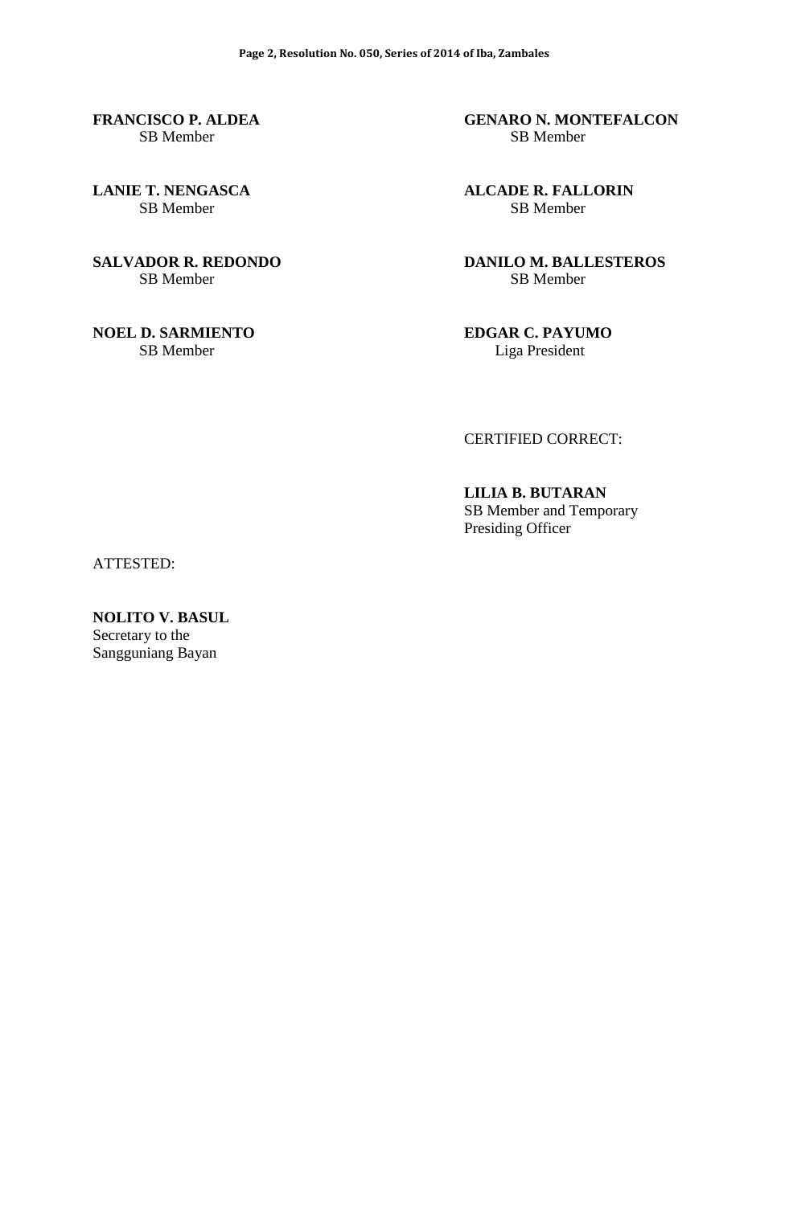**FRANCISCO P. ALDEA**
SB Member

**GENARO N. MONTEFALCON**
SB Member

**LANIE T. NENGASCA**
SB Member

**ALCADE R. FALLORIN**
SB Member

**SALVADOR R. REDONDO**
SB Member

**DANILO M. BALLESTEROS**
SB Member

**NOEL D. SARMIENTO**
SB Member

**EDGAR C. PAYUMO**
Liga President

CERTIFIED CORRECT:

**LILIA B. BUTARAN**
SB Member and Temporary
Presiding Officer

ATTESTED:

**NOLITO V. BASUL**
Secretary to the
Sangguniang Bayan